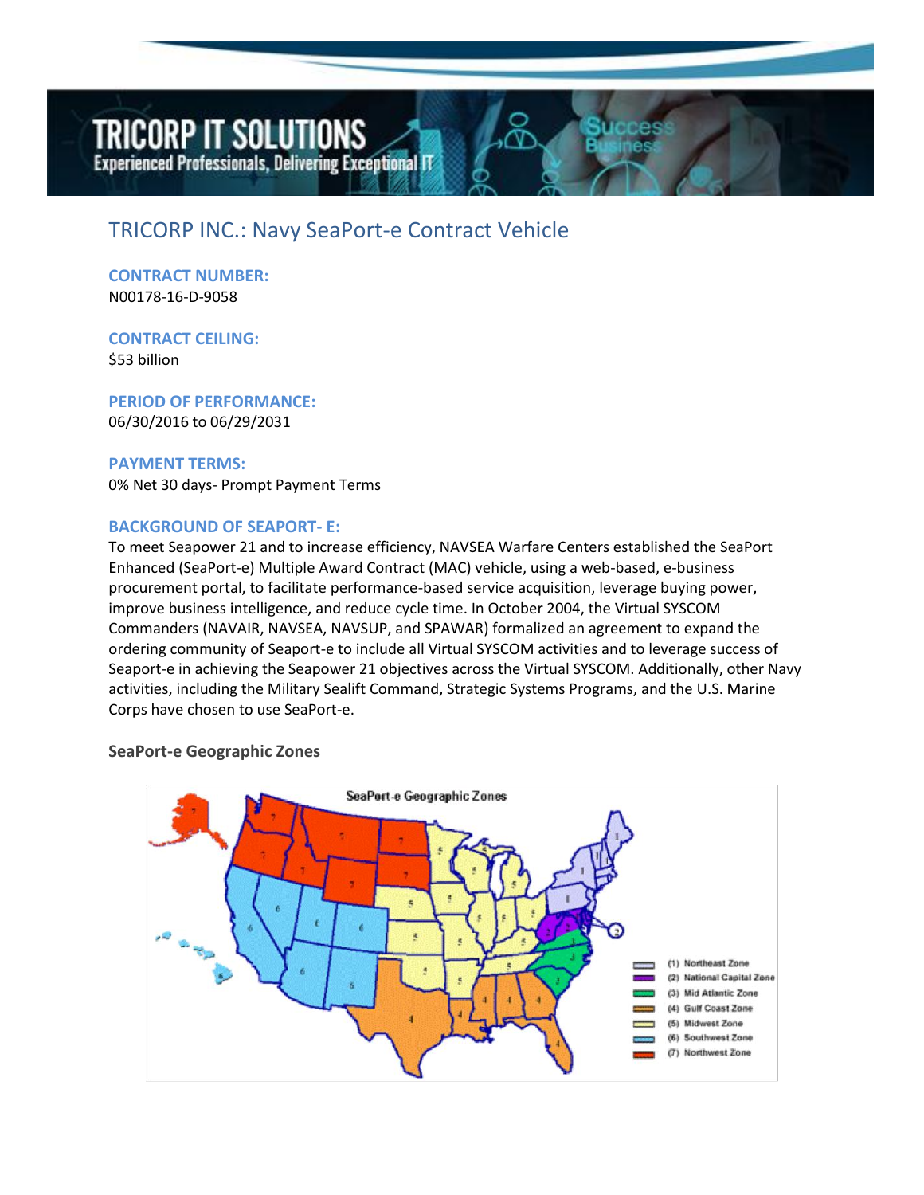# TRICORP INC.: Navy SeaPort-e Contract Vehicle

**CONTRACT NUMBER:**
N00178-16-D-9058

**CONTRACT CEILING:**
$53 billion

**PERIOD OF PERFORMANCE:**
06/30/2016 to 06/29/2031

**PAYMENT TERMS:**
0% Net 30 days- Prompt Payment Terms

**BACKGROUND OF SEAPORT- E:**
To meet Seapower 21 and to increase efficiency, NAVSEA Warfare Centers established the SeaPort Enhanced (SeaPort-e) Multiple Award Contract (MAC) vehicle, using a web-based, e-business procurement portal, to facilitate performance-based service acquisition, leverage buying power, improve business intelligence, and reduce cycle time. In October 2004, the Virtual SYSCOM Commanders (NAVAIR, NAVSEA, NAVSUP, and SPAWAR) formalized an agreement to expand the ordering community of Seaport-e to include all Virtual SYSCOM activities and to leverage success of Seaport-e in achieving the Seapower 21 objectives across the Virtual SYSCOM. Additionally, other Navy activities, including the Military Sealift Command, Strategic Systems Programs, and the U.S. Marine Corps have chosen to use SeaPort-e.

**SeaPort-e Geographic Zones**

SeaPort-e Geographic Zones

- (1) Northeast Zone
- (2) National Capital Zone
- (3) Mid Atlantic Zone
- (4) Gulf Coast Zone
- (5) Midwest Zone
- (6) Southwest Zone
- (7) Northwest Zone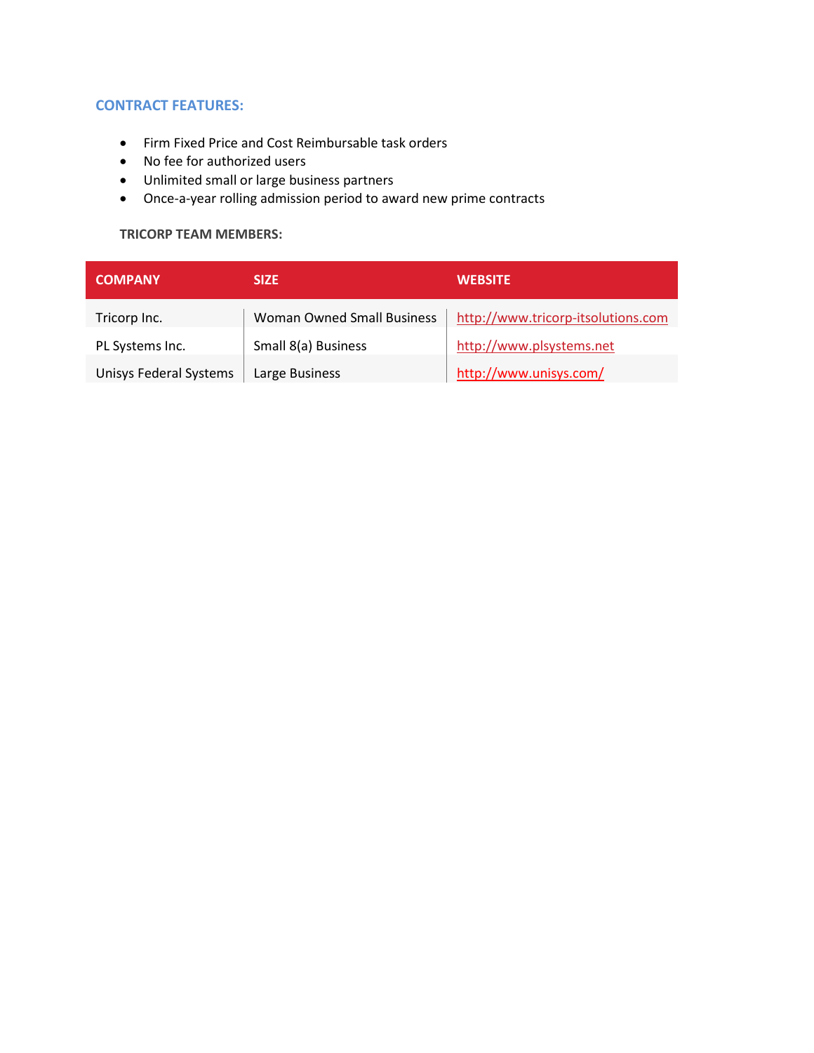## CONTRACT FEATURES:

- Firm Fixed Price and Cost Reimbursable task orders
- No fee for authorized users
- Unlimited small or large business partners
- Once-a-year rolling admission period to award new prime contracts

**TRICORP TEAM MEMBERS:**

| COMPANY | SIZE | WEBSITE |
| --- | --- | --- |
| Tricorp Inc. | Woman Owned Small Business | http://www.tricorp-itsolutions.com |
| PL Systems Inc. | Small 8(a) Business | http://www.plsystems.net |
| Unisys Federal Systems | Large Business | http://www.unisys.com/ |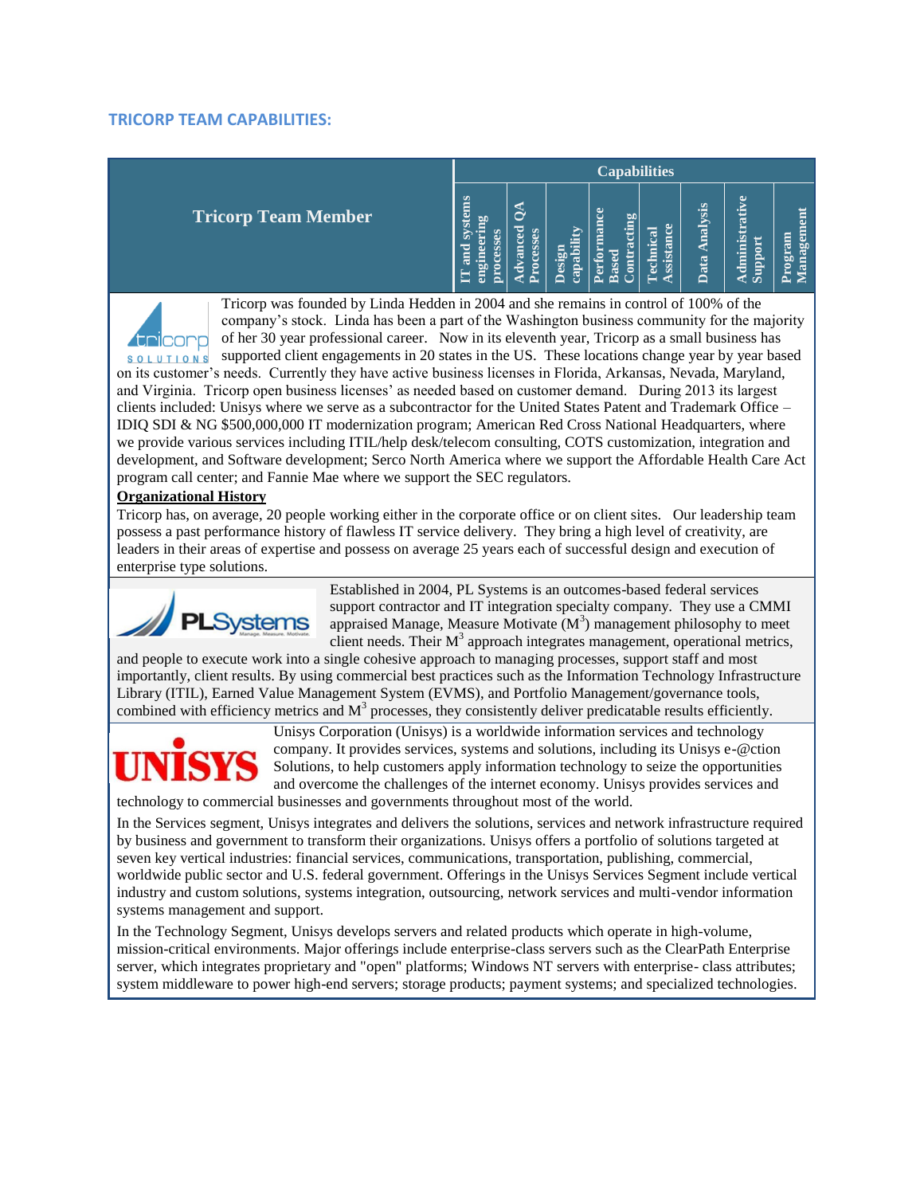## TRICORP TEAM CAPABILITIES:

| Tricorp Team Member | Capabilities | | | | | | | |
|---|---|---|---|---|---|---|---|---|
| | IT and systems engineering processes | Advanced QA Processes | Design capability | Performance Based Contracting | Technical Assistance | Data Analysis | Administrative Support | Program Management |

Tricorp was founded by Linda Hedden in 2004 and she remains in control of 100% of the company's stock. Linda has been a part of the Washington business community for the majority of her 30 year professional career. Now in its eleventh year, Tricorp as a small business has supported client engagements in 20 states in the US. These locations change year by year based on its customer's needs. Currently they have active business licenses in Florida, Arkansas, Nevada, Maryland, and Virginia. Tricorp open business licenses' as needed based on customer demand. During 2013 its largest clients included: Unisys where we serve as a subcontractor for the United States Patent and Trademark Office – IDIQ SDI & NG $500,000,000 IT modernization program; American Red Cross National Headquarters, where we provide various services including ITIL/help desk/telecom consulting, COTS customization, integration and development, and Software development; Serco North America where we support the Affordable Health Care Act program call center; and Fannie Mae where we support the SEC regulators.

**Organizational History**

Tricorp has, on average, 20 people working either in the corporate office or on client sites. Our leadership team possess a past performance history of flawless IT service delivery. They bring a high level of creativity, are leaders in their areas of expertise and possess on average 25 years each of successful design and execution of enterprise type solutions.

Established in 2004, PL Systems is an outcomes-based federal services support contractor and IT integration specialty company. They use a CMMI appraised Manage, Measure Motivate ($M^3$) management philosophy to meet client needs. Their $M^3$ approach integrates management, operational metrics, and people to execute work into a single cohesive approach to managing processes, support staff and most importantly, client results. By using commercial best practices such as the Information Technology Infrastructure Library (ITIL), Earned Value Management System (EVMS), and Portfolio Management/governance tools, combined with efficiency metrics and $M^3$ processes, they consistently deliver predicatable results efficiently.

Unisys Corporation (Unisys) is a worldwide information services and technology company. It provides services, systems and solutions, including its Unisys e-@ction Solutions, to help customers apply information technology to seize the opportunities and overcome the challenges of the internet economy. Unisys provides services and technology to commercial businesses and governments throughout most of the world.

In the Services segment, Unisys integrates and delivers the solutions, services and network infrastructure required by business and government to transform their organizations. Unisys offers a portfolio of solutions targeted at seven key vertical industries: financial services, communications, transportation, publishing, commercial, worldwide public sector and U.S. federal government. Offerings in the Unisys Services Segment include vertical industry and custom solutions, systems integration, outsourcing, network services and multi-vendor information systems management and support.

In the Technology Segment, Unisys develops servers and related products which operate in high-volume, mission-critical environments. Major offerings include enterprise-class servers such as the ClearPath Enterprise server, which integrates proprietary and "open" platforms; Windows NT servers with enterprise- class attributes; system middleware to power high-end servers; storage products; payment systems; and specialized technologies.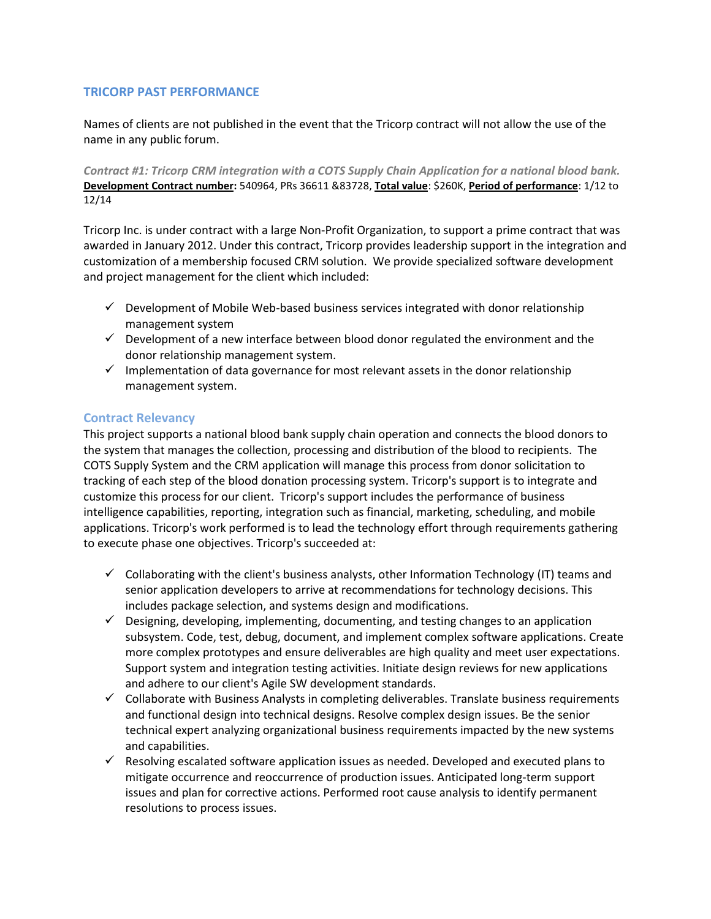## TRICORP PAST PERFORMANCE

Names of clients are not published in the event that the Tricorp contract will not allow the use of the name in any public forum.

***Contract #1: Tricorp CRM integration with a COTS Supply Chain Application for a national blood bank.***
**Development Contract number:** 540964, PRs 36611 &83728, **Total value**: $260K, **Period of performance**: 1/12 to 12/14

Tricorp Inc. is under contract with a large Non-Profit Organization, to support a prime contract that was awarded in January 2012. Under this contract, Tricorp provides leadership support in the integration and customization of a membership focused CRM solution. We provide specialized software development and project management for the client which included:

- ✓ Development of Mobile Web-based business services integrated with donor relationship management system
- ✓ Development of a new interface between blood donor regulated the environment and the donor relationship management system.
- ✓ Implementation of data governance for most relevant assets in the donor relationship management system.

### Contract Relevancy

This project supports a national blood bank supply chain operation and connects the blood donors to the system that manages the collection, processing and distribution of the blood to recipients. The COTS Supply System and the CRM application will manage this process from donor solicitation to tracking of each step of the blood donation processing system. Tricorp's support is to integrate and customize this process for our client. Tricorp's support includes the performance of business intelligence capabilities, reporting, integration such as financial, marketing, scheduling, and mobile applications. Tricorp's work performed is to lead the technology effort through requirements gathering to execute phase one objectives. Tricorp's succeeded at:

- ✓ Collaborating with the client's business analysts, other Information Technology (IT) teams and senior application developers to arrive at recommendations for technology decisions. This includes package selection, and systems design and modifications.
- ✓ Designing, developing, implementing, documenting, and testing changes to an application subsystem. Code, test, debug, document, and implement complex software applications. Create more complex prototypes and ensure deliverables are high quality and meet user expectations. Support system and integration testing activities. Initiate design reviews for new applications and adhere to our client's Agile SW development standards.
- ✓ Collaborate with Business Analysts in completing deliverables. Translate business requirements and functional design into technical designs. Resolve complex design issues. Be the senior technical expert analyzing organizational business requirements impacted by the new systems and capabilities.
- ✓ Resolving escalated software application issues as needed. Developed and executed plans to mitigate occurrence and reoccurrence of production issues. Anticipated long-term support issues and plan for corrective actions. Performed root cause analysis to identify permanent resolutions to process issues.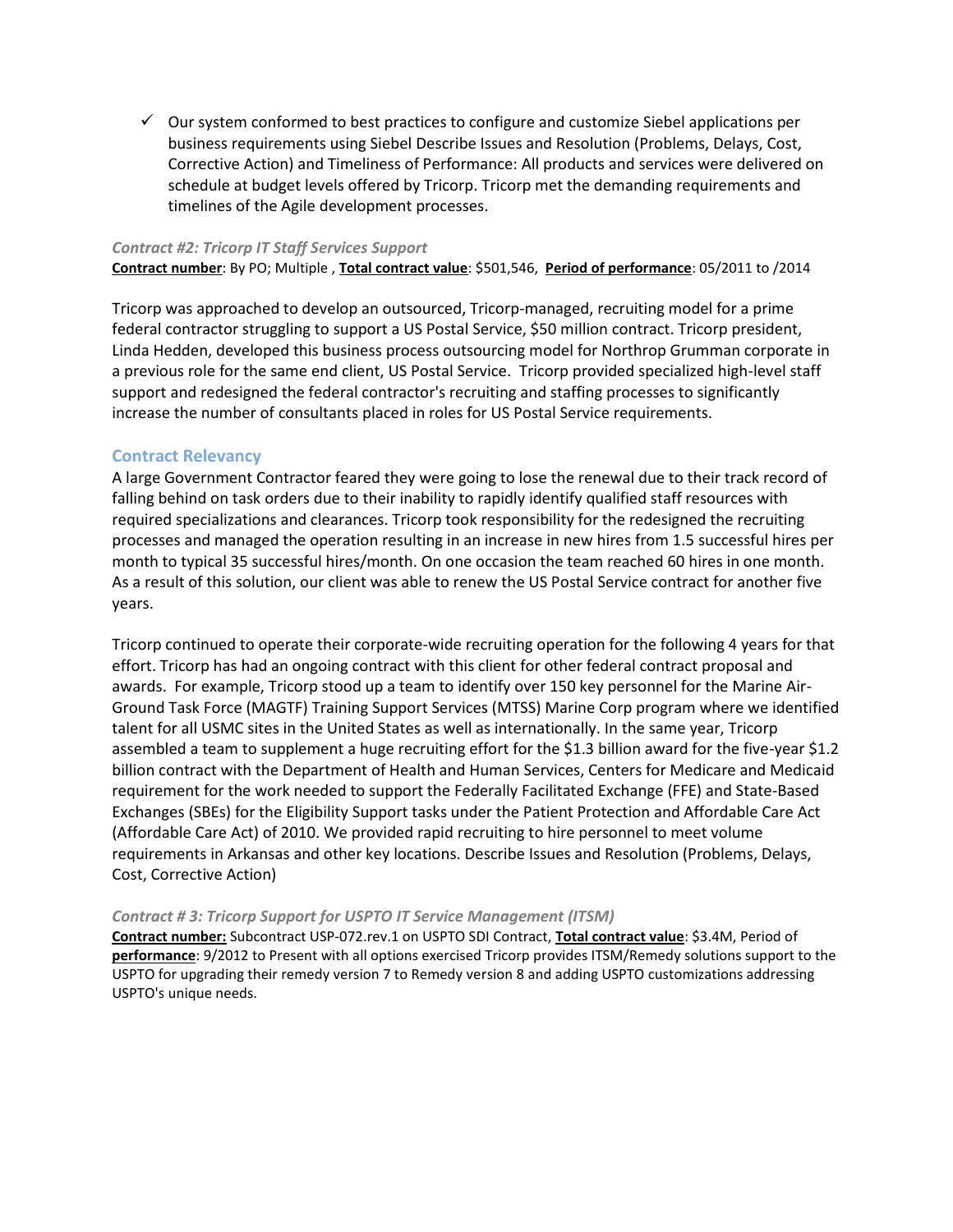- ✓ Our system conformed to best practices to configure and customize Siebel applications per business requirements using Siebel Describe Issues and Resolution (Problems, Delays, Cost, Corrective Action) and Timeliness of Performance: All products and services were delivered on schedule at budget levels offered by Tricorp. Tricorp met the demanding requirements and timelines of the Agile development processes.

#### *Contract #2: Tricorp IT Staff Services Support*

**Contract number**: By PO; Multiple , **Total contract value**: $501,546, **Period of performance**: 05/2011 to /2014

Tricorp was approached to develop an outsourced, Tricorp-managed, recruiting model for a prime federal contractor struggling to support a US Postal Service, $50 million contract. Tricorp president, Linda Hedden, developed this business process outsourcing model for Northrop Grumman corporate in a previous role for the same end client, US Postal Service. Tricorp provided specialized high-level staff support and redesigned the federal contractor's recruiting and staffing processes to significantly increase the number of consultants placed in roles for US Postal Service requirements.

### Contract Relevancy

A large Government Contractor feared they were going to lose the renewal due to their track record of falling behind on task orders due to their inability to rapidly identify qualified staff resources with required specializations and clearances. Tricorp took responsibility for the redesigned the recruiting processes and managed the operation resulting in an increase in new hires from 1.5 successful hires per month to typical 35 successful hires/month. On one occasion the team reached 60 hires in one month. As a result of this solution, our client was able to renew the US Postal Service contract for another five years.

Tricorp continued to operate their corporate-wide recruiting operation for the following 4 years for that effort. Tricorp has had an ongoing contract with this client for other federal contract proposal and awards. For example, Tricorp stood up a team to identify over 150 key personnel for the Marine Air-Ground Task Force (MAGTF) Training Support Services (MTSS) Marine Corp program where we identified talent for all USMC sites in the United States as well as internationally. In the same year, Tricorp assembled a team to supplement a huge recruiting effort for the $1.3 billion award for the five-year $1.2 billion contract with the Department of Health and Human Services, Centers for Medicare and Medicaid requirement for the work needed to support the Federally Facilitated Exchange (FFE) and State-Based Exchanges (SBEs) for the Eligibility Support tasks under the Patient Protection and Affordable Care Act (Affordable Care Act) of 2010. We provided rapid recruiting to hire personnel to meet volume requirements in Arkansas and other key locations. Describe Issues and Resolution (Problems, Delays, Cost, Corrective Action)

#### *Contract # 3: Tricorp Support for USPTO IT Service Management (ITSM)*

**Contract number:** Subcontract USP-072.rev.1 on USPTO SDI Contract, **Total contract value**: $3.4M, Period of **performance**: 9/2012 to Present with all options exercised Tricorp provides ITSM/Remedy solutions support to the USPTO for upgrading their remedy version 7 to Remedy version 8 and adding USPTO customizations addressing USPTO's unique needs.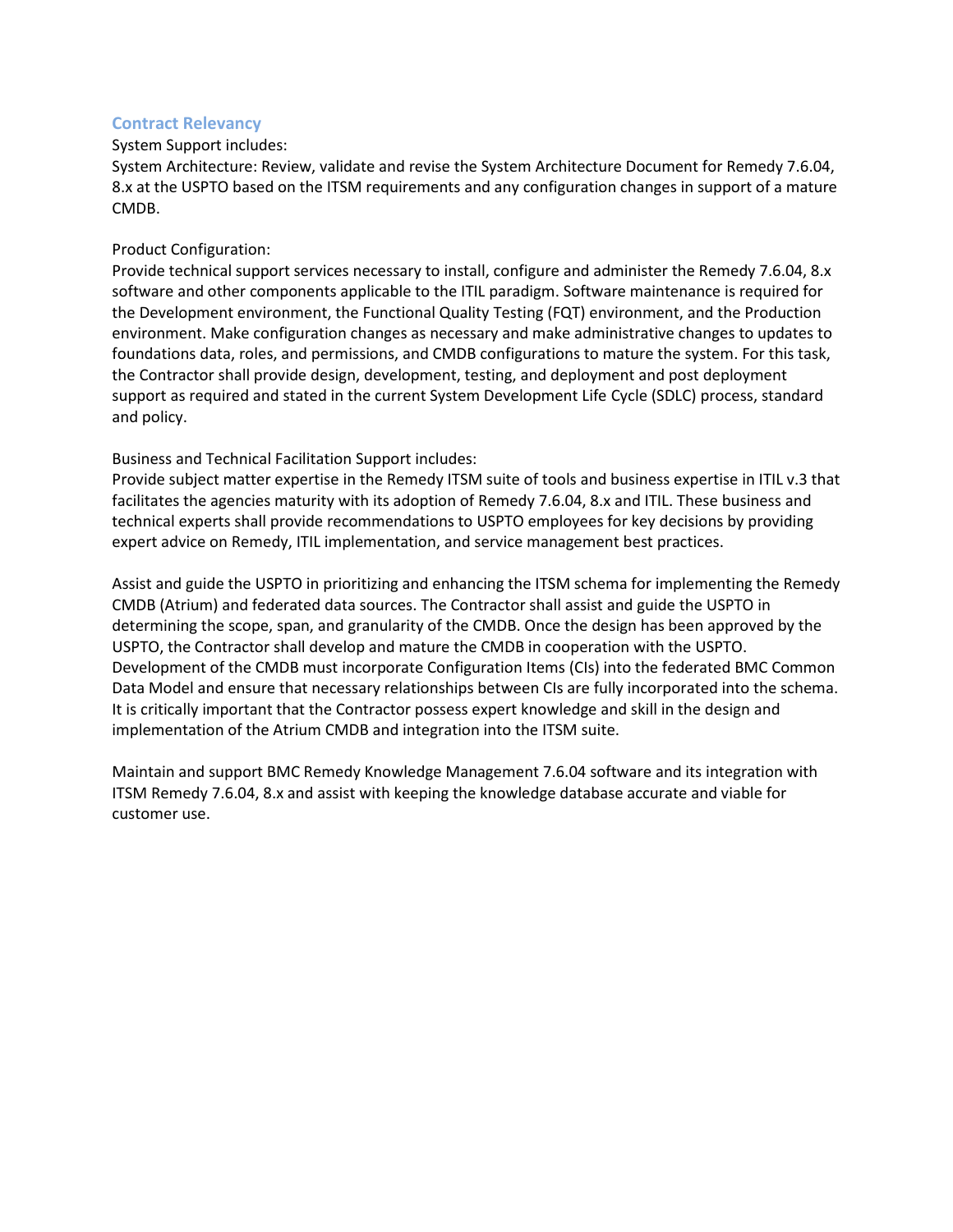## Contract Relevancy

System Support includes:
System Architecture: Review, validate and revise the System Architecture Document for Remedy 7.6.04, 8.x at the USPTO based on the ITSM requirements and any configuration changes in support of a mature CMDB.

Product Configuration:
Provide technical support services necessary to install, configure and administer the Remedy 7.6.04, 8.x software and other components applicable to the ITIL paradigm. Software maintenance is required for the Development environment, the Functional Quality Testing (FQT) environment, and the Production environment. Make configuration changes as necessary and make administrative changes to updates to foundations data, roles, and permissions, and CMDB configurations to mature the system. For this task, the Contractor shall provide design, development, testing, and deployment and post deployment support as required and stated in the current System Development Life Cycle (SDLC) process, standard and policy.

Business and Technical Facilitation Support includes:
Provide subject matter expertise in the Remedy ITSM suite of tools and business expertise in ITIL v.3 that facilitates the agencies maturity with its adoption of Remedy 7.6.04, 8.x and ITIL. These business and technical experts shall provide recommendations to USPTO employees for key decisions by providing expert advice on Remedy, ITIL implementation, and service management best practices.

Assist and guide the USPTO in prioritizing and enhancing the ITSM schema for implementing the Remedy CMDB (Atrium) and federated data sources. The Contractor shall assist and guide the USPTO in determining the scope, span, and granularity of the CMDB. Once the design has been approved by the USPTO, the Contractor shall develop and mature the CMDB in cooperation with the USPTO. Development of the CMDB must incorporate Configuration Items (CIs) into the federated BMC Common Data Model and ensure that necessary relationships between CIs are fully incorporated into the schema. It is critically important that the Contractor possess expert knowledge and skill in the design and implementation of the Atrium CMDB and integration into the ITSM suite.

Maintain and support BMC Remedy Knowledge Management 7.6.04 software and its integration with ITSM Remedy 7.6.04, 8.x and assist with keeping the knowledge database accurate and viable for customer use.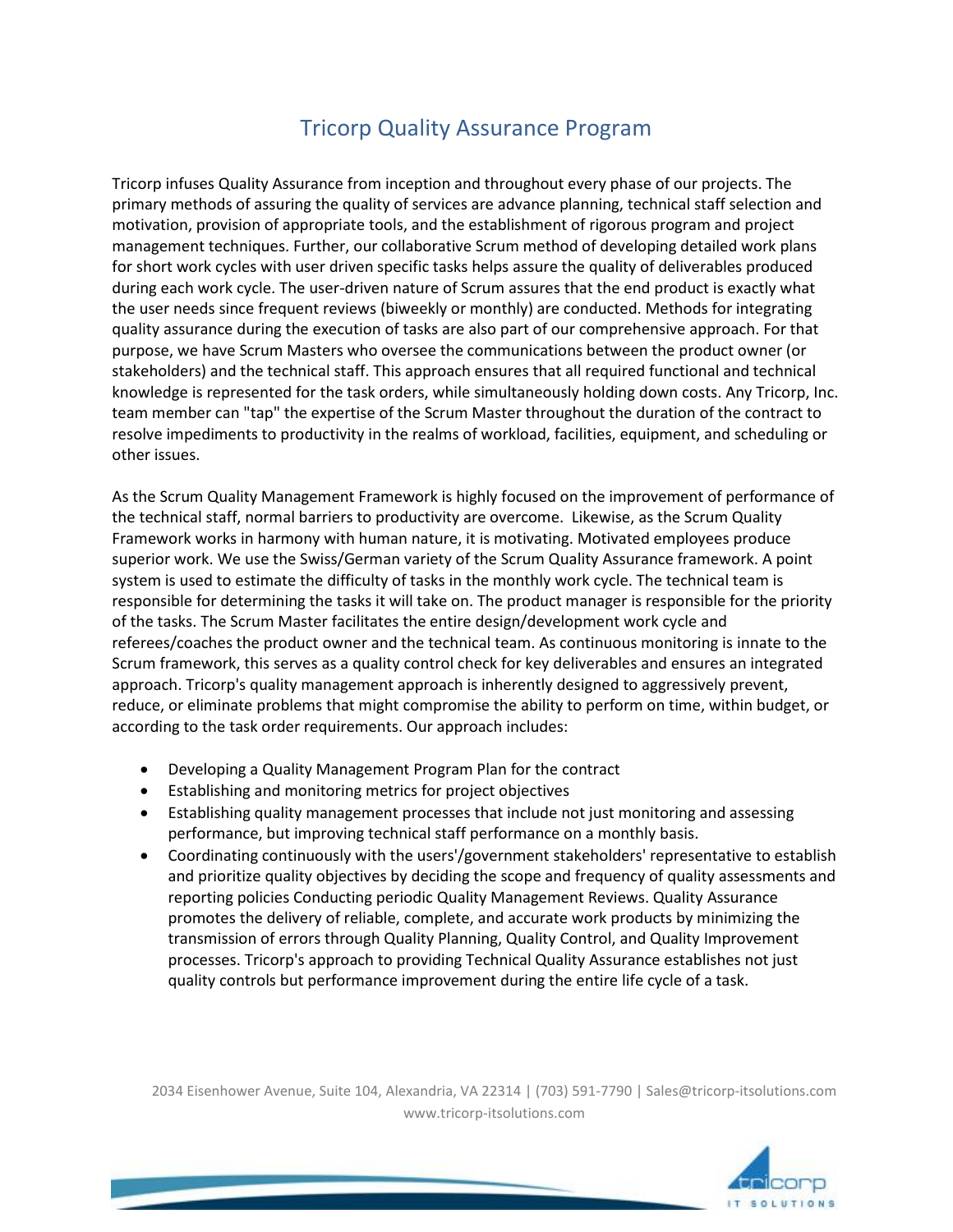# Tricorp Quality Assurance Program

Tricorp infuses Quality Assurance from inception and throughout every phase of our projects. The primary methods of assuring the quality of services are advance planning, technical staff selection and motivation, provision of appropriate tools, and the establishment of rigorous program and project management techniques. Further, our collaborative Scrum method of developing detailed work plans for short work cycles with user driven specific tasks helps assure the quality of deliverables produced during each work cycle. The user-driven nature of Scrum assures that the end product is exactly what the user needs since frequent reviews (biweekly or monthly) are conducted. Methods for integrating quality assurance during the execution of tasks are also part of our comprehensive approach. For that purpose, we have Scrum Masters who oversee the communications between the product owner (or stakeholders) and the technical staff. This approach ensures that all required functional and technical knowledge is represented for the task orders, while simultaneously holding down costs. Any Tricorp, Inc. team member can "tap" the expertise of the Scrum Master throughout the duration of the contract to resolve impediments to productivity in the realms of workload, facilities, equipment, and scheduling or other issues.

As the Scrum Quality Management Framework is highly focused on the improvement of performance of the technical staff, normal barriers to productivity are overcome. Likewise, as the Scrum Quality Framework works in harmony with human nature, it is motivating. Motivated employees produce superior work. We use the Swiss/German variety of the Scrum Quality Assurance framework. A point system is used to estimate the difficulty of tasks in the monthly work cycle. The technical team is responsible for determining the tasks it will take on. The product manager is responsible for the priority of the tasks. The Scrum Master facilitates the entire design/development work cycle and referees/coaches the product owner and the technical team. As continuous monitoring is innate to the Scrum framework, this serves as a quality control check for key deliverables and ensures an integrated approach. Tricorp's quality management approach is inherently designed to aggressively prevent, reduce, or eliminate problems that might compromise the ability to perform on time, within budget, or according to the task order requirements. Our approach includes:

- Developing a Quality Management Program Plan for the contract
- Establishing and monitoring metrics for project objectives
- Establishing quality management processes that include not just monitoring and assessing performance, but improving technical staff performance on a monthly basis.
- Coordinating continuously with the users'/government stakeholders' representative to establish and prioritize quality objectives by deciding the scope and frequency of quality assessments and reporting policies Conducting periodic Quality Management Reviews. Quality Assurance promotes the delivery of reliable, complete, and accurate work products by minimizing the transmission of errors through Quality Planning, Quality Control, and Quality Improvement processes. Tricorp's approach to providing Technical Quality Assurance establishes not just quality controls but performance improvement during the entire life cycle of a task.